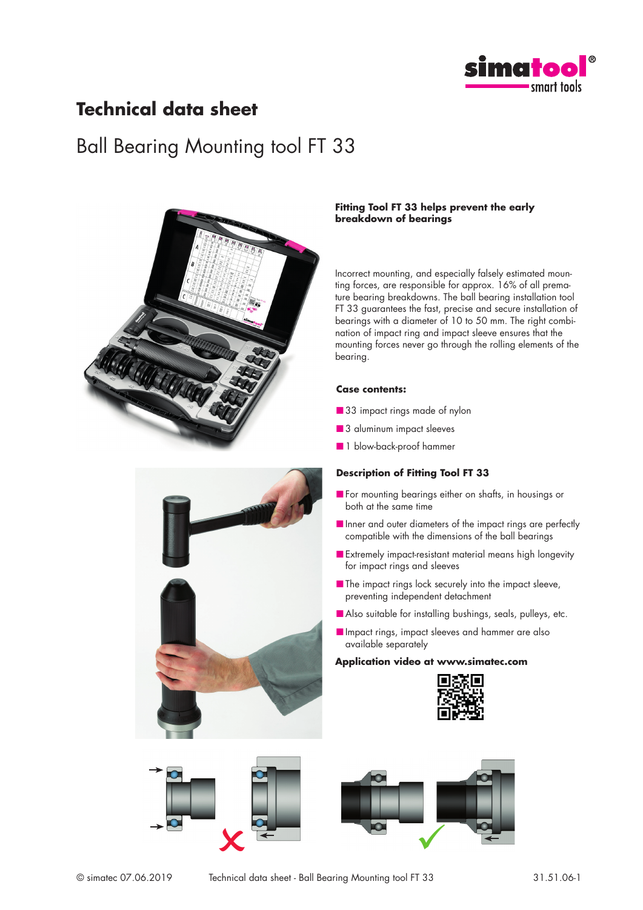# Technical data sheet

## Ball Bearing Mounting tool FT 33

### Fitting Tool FT 33 helps prevent the early breakdown of bearings

Incorrect mounting, and especially falsely estimated mounting forces, are responsible for approx. 16% of all premature bearing breakdowns. The ball bearing installation tool FT 33 guarantees the fast, precise and secure installation of bearings with a diameter of 10 to 50 mm. The right combination of impact ring and impact sleeve ensures that the mounting forces never go through the rolling elements of the bearing.

**Case contents:**

- 33 impact rings made of nylon
- 3 aluminum impact sleeves
- 1 blow-back-proof hammer

### Description of Fitting Tool FT 33

- For mounting bearings either on shafts, in housings or both at the same time
- Inner and outer diameters of the impact rings are perfectly compatible with the dimensions of the ball bearings
- Extremely impact-resistant material means high longevity for impact rings and sleeves
- The impact rings lock securely into the impact sleeve, preventing independent detachment
- Also suitable for installing bushings, seals, pulleys, etc.
- Impact rings, impact sleeves and hammer are also available separately

**Application video at www.simatec.com**

© simatec 07.06.2019 Technical data sheet - Ball Bearing Mounting tool FT 33 31.51.06-1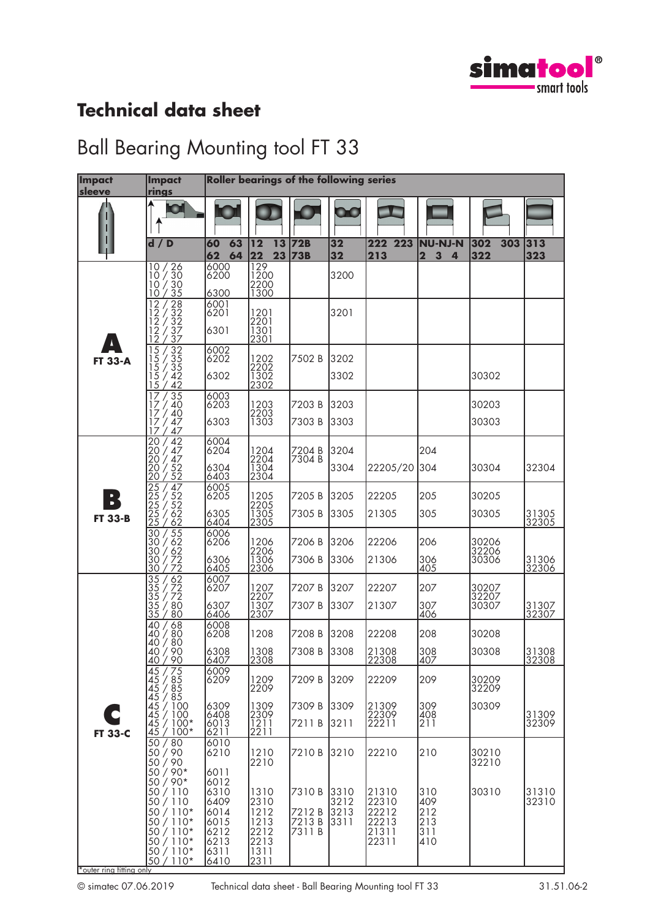# Technical data sheet

## Ball Bearing Mounting tool FT 33

| Impact sleeve | Impact rings | Roller bearings of the following series | | | | | | | |
|---|---|---|---|---|---|---|---|---|---|
| | d / D | 60 63<br>62 64 | 12 13<br>22 23 | 72B<br>73B | 32<br>32 | 222 223<br>213 | NU-NJ-N<br>2 3 4 | 302 303<br>322 | 313<br>323 |
| **A**<br>**FT 33-A** | 10 / 26<br>10 / 30<br>10 / 30<br>10 / 35 | 6000<br>6200<br>6300 | 129<br>1200<br>2200<br>1300 | | 3200 | | | | |
| | 12 / 28<br>12 / 32<br>12 / 32<br>12 / 37<br>12 / 37 | 6001<br>6201<br>6301 | 1201<br>2201<br>1301<br>2301 | | 3201 | | | | |
| | 15 / 32<br>15 / 35<br>15 / 35<br>15 / 42<br>15 / 42 | 6002<br>6202<br>6302 | 1202<br>2202<br>1302<br>2302 | 7502 B | 3202<br>3302 | | | 30302 | |
| | 17 / 35<br>17 / 40<br>17 / 40<br>17 / 47<br>17 / 47 | 6003<br>6203<br>6303 | 1203<br>2203<br>1303 | 7203 B<br>7303 B | 3203<br>3303 | | | 30203<br>30303 | |
| **B**<br>**FT 33-B** | 20 / 42<br>20 / 47<br>20 / 47<br>20 / 52<br>20 / 52 | 6004<br>6204<br>6304<br>6403 | 1204<br>2204<br>1304<br>2304 | 7204 B<br>7304 B | 3204<br>3304 | 22205/20 | 204<br>304 | 30304 | 32304 |
| | 25 / 47<br>25 / 52<br>25 / 52<br>25 / 62<br>25 / 62 | 6005<br>6205<br>6305<br>6404 | 1205<br>2205<br>1305<br>2305 | 7205 B<br>7305 B | 3205<br>3305 | 22205<br>21305 | 205<br>305 | 30205<br>30305 | 31305<br>32305 |
| | 30 / 55<br>30 / 62<br>30 / 62<br>30 / 72<br>30 / 72 | 6006<br>6206<br>6306<br>6405 | 1206<br>2206<br>1306<br>2306 | 7206 B<br>7306 B | 3206<br>3306 | 22206<br>21306 | 206<br>306<br>405 | 30206<br>32206<br>30306 | 31306<br>32306 |
| **C**<br>**FT 33-C** | 35 / 62<br>35 / 72<br>35 / 72<br>35 / 80<br>35 / 80 | 6007<br>6207<br>6307<br>6406 | 1207<br>2207<br>1307<br>2307 | 7207 B<br>7307 B | 3207<br>3307 | 22207<br>21307 | 207<br>307<br>406 | 30207<br>32207<br>30307 | 31307<br>32307 |
| | 40 / 68<br>40 / 80<br>40 / 80<br>40 / 90<br>40 / 90 | 6008<br>6208<br>6308<br>6407 | 1208<br>1308<br>2308 | 7208 B<br>7308 B | 3208<br>3308 | 22208<br>21308<br>22308 | 208<br>308<br>407 | 30208<br>30308 | 31308<br>32308 |
| | 45 / 75<br>45 / 85<br>45 / 85<br>45 / 85<br>45 / 100<br>45 / 100<br>45 / 100*<br>45 / 100* | 6009<br>6209<br>6309<br>6408<br>6013<br>6211 | 1209<br>2209<br>1309<br>2309<br>1211<br>2211 | 7209 B<br>7309 B<br>7211 B | 3209<br>3309<br>3211 | 22209<br>21309<br>22309<br>22211 | 209<br>309<br>408<br>211 | 30209<br>32209<br>30309 | 31309<br>32309 |
| | 50 / 80<br>50 / 90<br>50 / 90<br>50 / 90*<br>50 / 90*<br>50 / 110<br>50 / 110<br>50 / 110*<br>50 / 110*<br>50 / 110*<br>50 / 110*<br>50 / 110*<br>50 / 110* | 6010<br>6210<br>6011<br>6012<br>6310<br>6409<br>6014<br>6015<br>6212<br>6213<br>6311<br>6410 | 1210<br>2210<br>1310<br>2310<br>1212<br>1213<br>2212<br>2213<br>1311<br>2311 | 7210 B<br>7310 B<br>7212 B<br>7213 B<br>7311 B | 3210<br>3310<br>3212<br>3213<br>3311 | 22210<br>21310<br>22310<br>22212<br>22213<br>21311<br>22311 | 210<br>310<br>409<br>212<br>213<br>311<br>410 | 30210<br>32210<br>30310 | 31310<br>32310 |

*outer ring fitting only

© simatec 07.06.2019 Technical data sheet - Ball Bearing Mounting tool FT 33 31.51.06-2